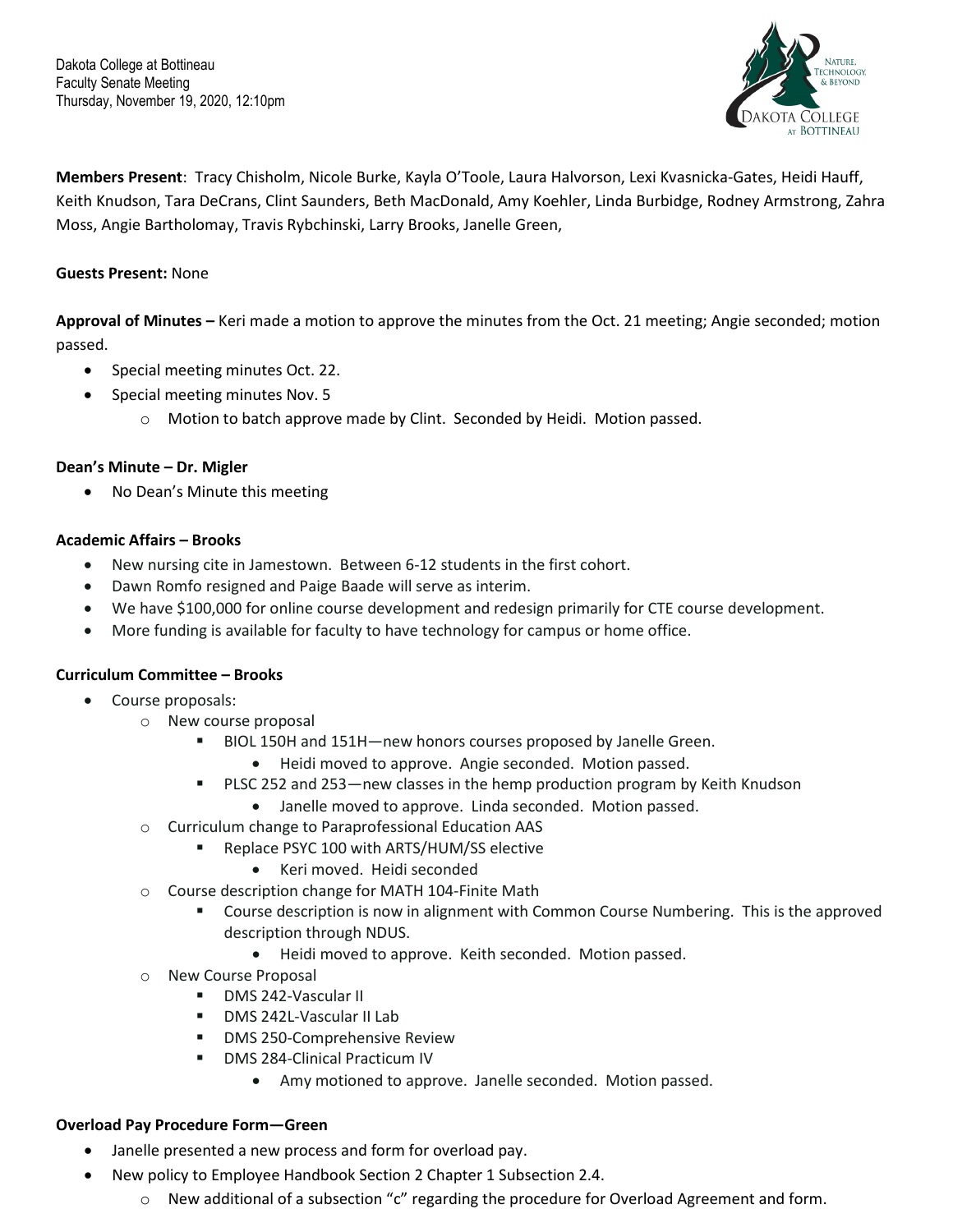Dakota College at Bottineau
Faculty Senate Meeting
Thursday, November 19, 2020, 12:10pm

**Members Present**: Tracy Chisholm, Nicole Burke, Kayla O'Toole, Laura Halvorson, Lexi Kvasnicka-Gates, Heidi Hauff, Keith Knudson, Tara DeCrans, Clint Saunders, Beth MacDonald, Amy Koehler, Linda Burbidge, Rodney Armstrong, Zahra Moss, Angie Bartholomay, Travis Rybchinski, Larry Brooks, Janelle Green,

**Guests Present:** None

**Approval of Minutes –** Keri made a motion to approve the minutes from the Oct. 21 meeting; Angie seconded; motion passed.

- Special meeting minutes Oct. 22.
- Special meeting minutes Nov. 5
  - Motion to batch approve made by Clint. Seconded by Heidi. Motion passed.

**Dean's Minute – Dr. Migler**

- No Dean's Minute this meeting

**Academic Affairs – Brooks**

- New nursing cite in Jamestown. Between 6-12 students in the first cohort.
- Dawn Romfo resigned and Paige Baade will serve as interim.
- We have $100,000 for online course development and redesign primarily for CTE course development.
- More funding is available for faculty to have technology for campus or home office.

**Curriculum Committee – Brooks**

- Course proposals:
  - New course proposal
    - BIOL 150H and 151H—new honors courses proposed by Janelle Green.
      - Heidi moved to approve. Angie seconded. Motion passed.
    - PLSC 252 and 253—new classes in the hemp production program by Keith Knudson
      - Janelle moved to approve. Linda seconded. Motion passed.
  - Curriculum change to Paraprofessional Education AAS
    - Replace PSYC 100 with ARTS/HUM/SS elective
      - Keri moved. Heidi seconded
  - Course description change for MATH 104-Finite Math
    - Course description is now in alignment with Common Course Numbering. This is the approved description through NDUS.
      - Heidi moved to approve. Keith seconded. Motion passed.
  - New Course Proposal
    - DMS 242-Vascular II
    - DMS 242L-Vascular II Lab
    - DMS 250-Comprehensive Review
    - DMS 284-Clinical Practicum IV
      - Amy motioned to approve. Janelle seconded. Motion passed.

**Overload Pay Procedure Form—Green**

- Janelle presented a new process and form for overload pay.
- New policy to Employee Handbook Section 2 Chapter 1 Subsection 2.4.
  - New additional of a subsection "c" regarding the procedure for Overload Agreement and form.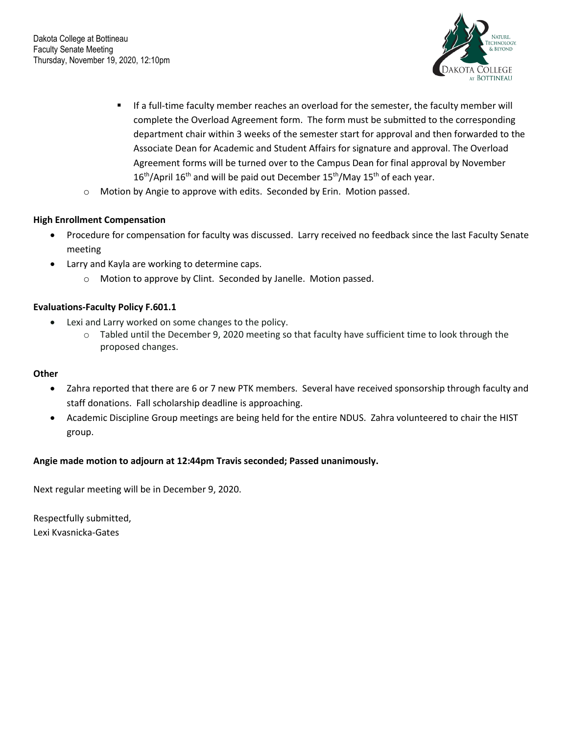- If a full-time faculty member reaches an overload for the semester, the faculty member will complete the Overload Agreement form. The form must be submitted to the corresponding department chair within 3 weeks of the semester start for approval and then forwarded to the Associate Dean for Academic and Student Affairs for signature and approval. The Overload Agreement forms will be turned over to the Campus Dean for final approval by November 16th/April 16th and will be paid out December 15th/May 15th of each year.

- Motion by Angie to approve with edits. Seconded by Erin. Motion passed.

**High Enrollment Compensation**

- Procedure for compensation for faculty was discussed. Larry received no feedback since the last Faculty Senate meeting
- Larry and Kayla are working to determine caps.
  - Motion to approve by Clint. Seconded by Janelle. Motion passed.

**Evaluations-Faculty Policy F.601.1**

- Lexi and Larry worked on some changes to the policy.
  - Tabled until the December 9, 2020 meeting so that faculty have sufficient time to look through the proposed changes.

**Other**

- Zahra reported that there are 6 or 7 new PTK members. Several have received sponsorship through faculty and staff donations. Fall scholarship deadline is approaching.
- Academic Discipline Group meetings are being held for the entire NDUS. Zahra volunteered to chair the HIST group.

**Angie made motion to adjourn at 12:44pm Travis seconded; Passed unanimously.**

Next regular meeting will be in December 9, 2020.

Respectfully submitted,
Lexi Kvasnicka-Gates